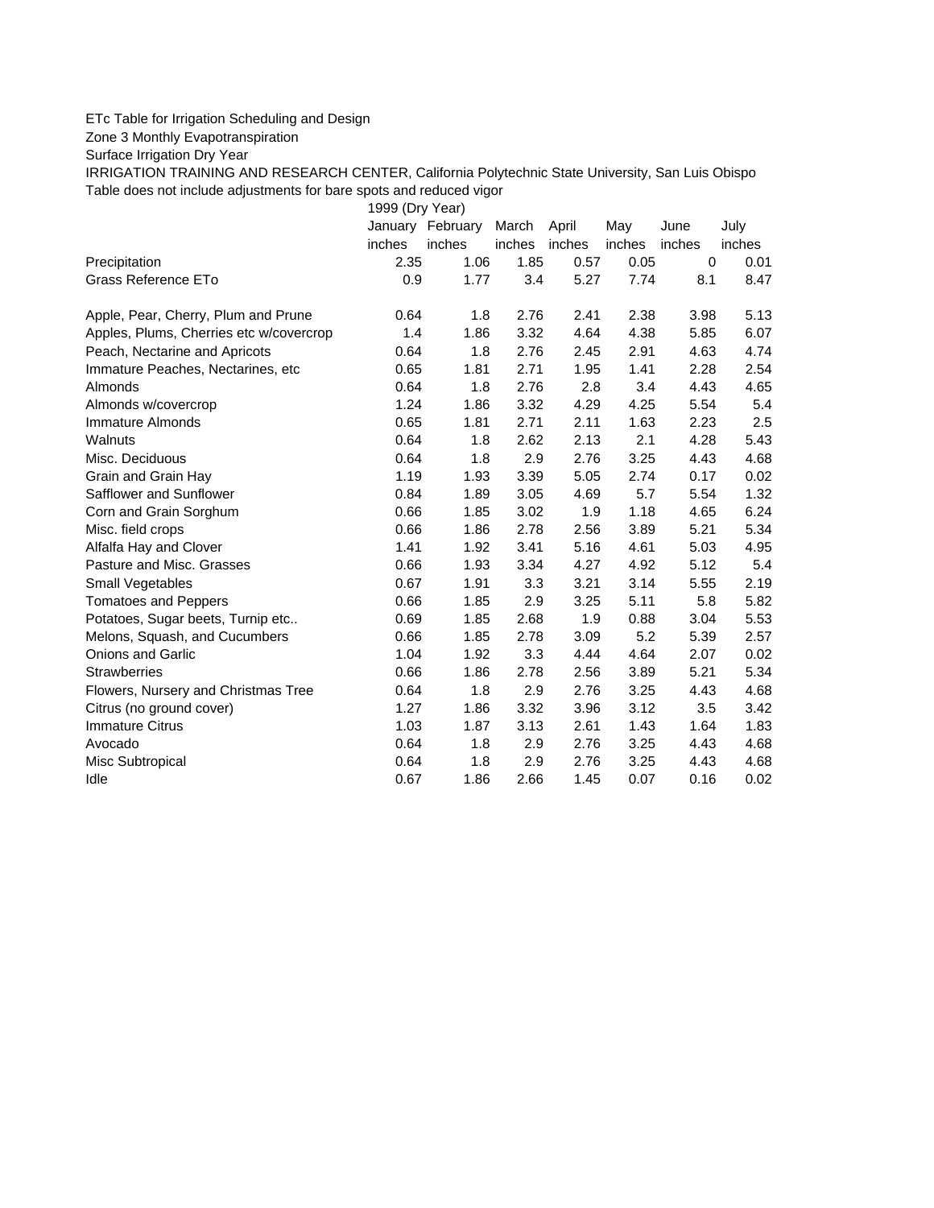ETc Table for Irrigation Scheduling and Design

Zone 3 Monthly Evapotranspiration

Surface Irrigation Dry Year

IRRIGATION TRAINING AND RESEARCH CENTER, California Polytechnic State University, San Luis Obispo

Table does not include adjustments for bare spots and reduced vigor

| | 1999 (Dry Year) | | | | | | |
|---|---|---|---|---|---|---|---|
| | January | February | March | April | May | June | July |
| | inches | inches | inches | inches | inches | inches | inches |
| Precipitation | 2.35 | 1.06 | 1.85 | 0.57 | 0.05 | 0 | 0.01 |
| Grass Reference ETo | 0.9 | 1.77 | 3.4 | 5.27 | 7.74 | 8.1 | 8.47 |
| | | | | | | | |
| Apple, Pear, Cherry, Plum and Prune | 0.64 | 1.8 | 2.76 | 2.41 | 2.38 | 3.98 | 5.13 |
| Apples, Plums, Cherries etc w/covercrop | 1.4 | 1.86 | 3.32 | 4.64 | 4.38 | 5.85 | 6.07 |
| Peach, Nectarine and Apricots | 0.64 | 1.8 | 2.76 | 2.45 | 2.91 | 4.63 | 4.74 |
| Immature Peaches, Nectarines, etc | 0.65 | 1.81 | 2.71 | 1.95 | 1.41 | 2.28 | 2.54 |
| Almonds | 0.64 | 1.8 | 2.76 | 2.8 | 3.4 | 4.43 | 4.65 |
| Almonds w/covercrop | 1.24 | 1.86 | 3.32 | 4.29 | 4.25 | 5.54 | 5.4 |
| Immature Almonds | 0.65 | 1.81 | 2.71 | 2.11 | 1.63 | 2.23 | 2.5 |
| Walnuts | 0.64 | 1.8 | 2.62 | 2.13 | 2.1 | 4.28 | 5.43 |
| Misc. Deciduous | 0.64 | 1.8 | 2.9 | 2.76 | 3.25 | 4.43 | 4.68 |
| Grain and Grain Hay | 1.19 | 1.93 | 3.39 | 5.05 | 2.74 | 0.17 | 0.02 |
| Safflower and Sunflower | 0.84 | 1.89 | 3.05 | 4.69 | 5.7 | 5.54 | 1.32 |
| Corn and Grain Sorghum | 0.66 | 1.85 | 3.02 | 1.9 | 1.18 | 4.65 | 6.24 |
| Misc. field crops | 0.66 | 1.86 | 2.78 | 2.56 | 3.89 | 5.21 | 5.34 |
| Alfalfa Hay and Clover | 1.41 | 1.92 | 3.41 | 5.16 | 4.61 | 5.03 | 4.95 |
| Pasture and Misc. Grasses | 0.66 | 1.93 | 3.34 | 4.27 | 4.92 | 5.12 | 5.4 |
| Small Vegetables | 0.67 | 1.91 | 3.3 | 3.21 | 3.14 | 5.55 | 2.19 |
| Tomatoes and Peppers | 0.66 | 1.85 | 2.9 | 3.25 | 5.11 | 5.8 | 5.82 |
| Potatoes, Sugar beets, Turnip etc.. | 0.69 | 1.85 | 2.68 | 1.9 | 0.88 | 3.04 | 5.53 |
| Melons, Squash, and Cucumbers | 0.66 | 1.85 | 2.78 | 3.09 | 5.2 | 5.39 | 2.57 |
| Onions and Garlic | 1.04 | 1.92 | 3.3 | 4.44 | 4.64 | 2.07 | 0.02 |
| Strawberries | 0.66 | 1.86 | 2.78 | 2.56 | 3.89 | 5.21 | 5.34 |
| Flowers, Nursery and Christmas Tree | 0.64 | 1.8 | 2.9 | 2.76 | 3.25 | 4.43 | 4.68 |
| Citrus (no ground cover) | 1.27 | 1.86 | 3.32 | 3.96 | 3.12 | 3.5 | 3.42 |
| Immature Citrus | 1.03 | 1.87 | 3.13 | 2.61 | 1.43 | 1.64 | 1.83 |
| Avocado | 0.64 | 1.8 | 2.9 | 2.76 | 3.25 | 4.43 | 4.68 |
| Misc Subtropical | 0.64 | 1.8 | 2.9 | 2.76 | 3.25 | 4.43 | 4.68 |
| Idle | 0.67 | 1.86 | 2.66 | 1.45 | 0.07 | 0.16 | 0.02 |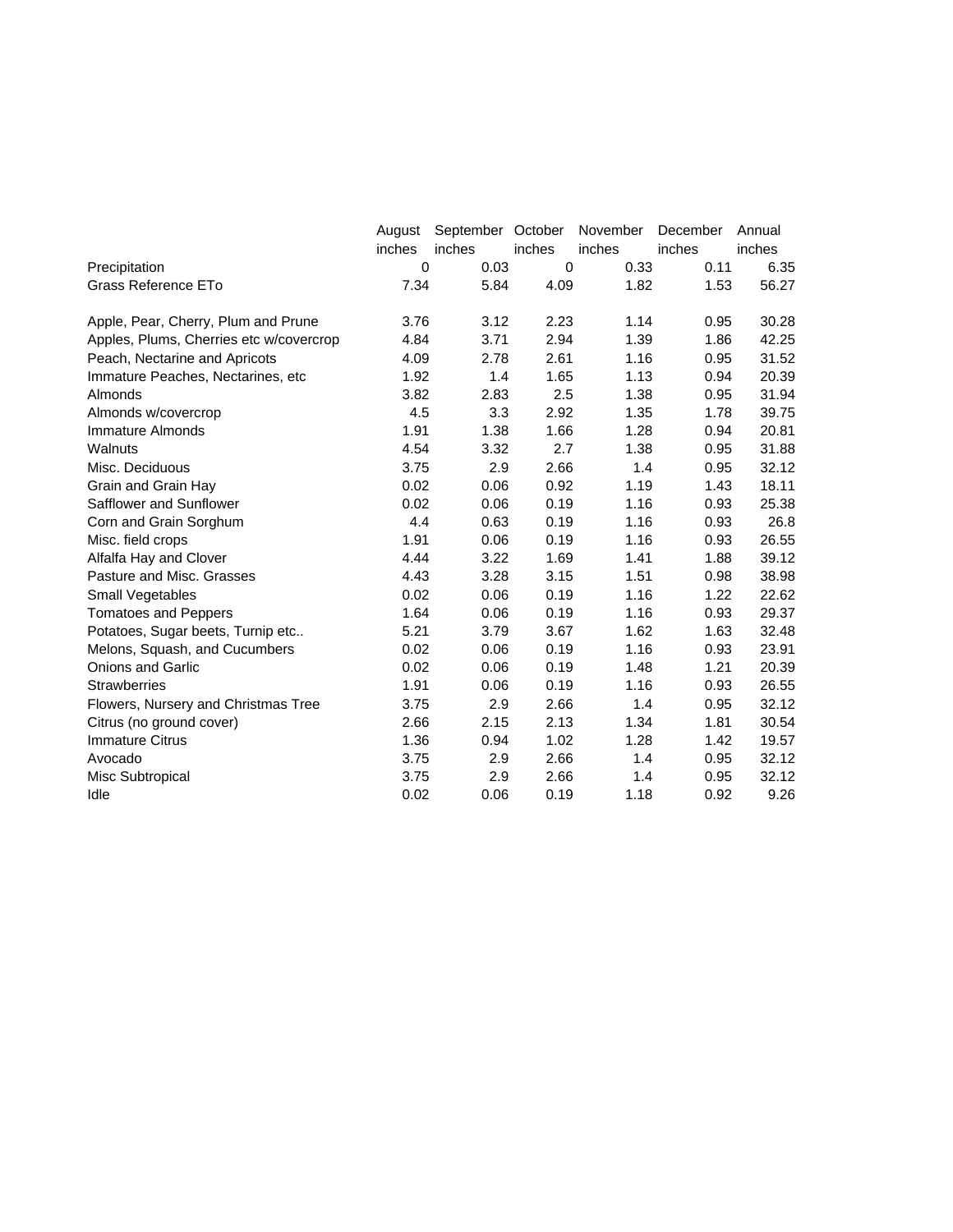| | August inches | September inches | October inches | November inches | December inches | Annual inches |
|---|---|---|---|---|---|---|
| Precipitation | 0 | 0.03 | 0 | 0.33 | 0.11 | 6.35 |
| Grass Reference ETo | 7.34 | 5.84 | 4.09 | 1.82 | 1.53 | 56.27 |
| | | | | | | |
| Apple, Pear, Cherry, Plum and Prune | 3.76 | 3.12 | 2.23 | 1.14 | 0.95 | 30.28 |
| Apples, Plums, Cherries etc w/covercrop | 4.84 | 3.71 | 2.94 | 1.39 | 1.86 | 42.25 |
| Peach, Nectarine and Apricots | 4.09 | 2.78 | 2.61 | 1.16 | 0.95 | 31.52 |
| Immature Peaches, Nectarines, etc | 1.92 | 1.4 | 1.65 | 1.13 | 0.94 | 20.39 |
| Almonds | 3.82 | 2.83 | 2.5 | 1.38 | 0.95 | 31.94 |
| Almonds w/covercrop | 4.5 | 3.3 | 2.92 | 1.35 | 1.78 | 39.75 |
| Immature Almonds | 1.91 | 1.38 | 1.66 | 1.28 | 0.94 | 20.81 |
| Walnuts | 4.54 | 3.32 | 2.7 | 1.38 | 0.95 | 31.88 |
| Misc. Deciduous | 3.75 | 2.9 | 2.66 | 1.4 | 0.95 | 32.12 |
| Grain and Grain Hay | 0.02 | 0.06 | 0.92 | 1.19 | 1.43 | 18.11 |
| Safflower and Sunflower | 0.02 | 0.06 | 0.19 | 1.16 | 0.93 | 25.38 |
| Corn and Grain Sorghum | 4.4 | 0.63 | 0.19 | 1.16 | 0.93 | 26.8 |
| Misc. field crops | 1.91 | 0.06 | 0.19 | 1.16 | 0.93 | 26.55 |
| Alfalfa Hay and Clover | 4.44 | 3.22 | 1.69 | 1.41 | 1.88 | 39.12 |
| Pasture and Misc. Grasses | 4.43 | 3.28 | 3.15 | 1.51 | 0.98 | 38.98 |
| Small Vegetables | 0.02 | 0.06 | 0.19 | 1.16 | 1.22 | 22.62 |
| Tomatoes and Peppers | 1.64 | 0.06 | 0.19 | 1.16 | 0.93 | 29.37 |
| Potatoes, Sugar beets, Turnip etc.. | 5.21 | 3.79 | 3.67 | 1.62 | 1.63 | 32.48 |
| Melons, Squash, and Cucumbers | 0.02 | 0.06 | 0.19 | 1.16 | 0.93 | 23.91 |
| Onions and Garlic | 0.02 | 0.06 | 0.19 | 1.48 | 1.21 | 20.39 |
| Strawberries | 1.91 | 0.06 | 0.19 | 1.16 | 0.93 | 26.55 |
| Flowers, Nursery and Christmas Tree | 3.75 | 2.9 | 2.66 | 1.4 | 0.95 | 32.12 |
| Citrus (no ground cover) | 2.66 | 2.15 | 2.13 | 1.34 | 1.81 | 30.54 |
| Immature Citrus | 1.36 | 0.94 | 1.02 | 1.28 | 1.42 | 19.57 |
| Avocado | 3.75 | 2.9 | 2.66 | 1.4 | 0.95 | 32.12 |
| Misc Subtropical | 3.75 | 2.9 | 2.66 | 1.4 | 0.95 | 32.12 |
| Idle | 0.02 | 0.06 | 0.19 | 1.18 | 0.92 | 9.26 |